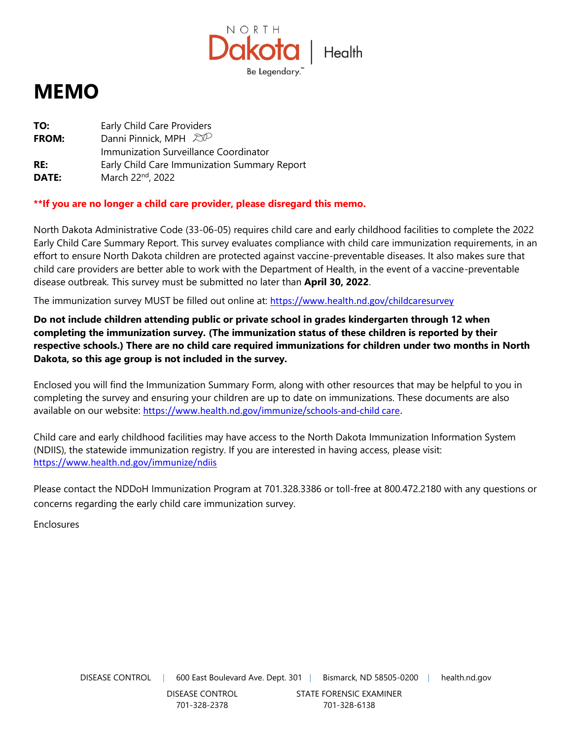# MEMO

**TO:** Early Child Care Providers
**FROM:** Danni Pinnick, MPH
Immunization Surveillance Coordinator
**RE:** Early Child Care Immunization Summary Report
**DATE:** March 22nd, 2022

**\*\*If you are no longer a child care provider, please disregard this memo.**

North Dakota Administrative Code (33-06-05) requires child care and early childhood facilities to complete the 2022 Early Child Care Summary Report. This survey evaluates compliance with child care immunization requirements, in an effort to ensure North Dakota children are protected against vaccine-preventable diseases. It also makes sure that child care providers are better able to work with the Department of Health, in the event of a vaccine-preventable disease outbreak. This survey must be submitted no later than **April 30, 2022**.

The immunization survey MUST be filled out online at: https://www.health.nd.gov/childcaresurvey

**Do not include children attending public or private school in grades kindergarten through 12 when completing the immunization survey. (The immunization status of these children is reported by their respective schools.) There are no child care required immunizations for children under two months in North Dakota, so this age group is not included in the survey.**

Enclosed you will find the Immunization Summary Form, along with other resources that may be helpful to you in completing the survey and ensuring your children are up to date on immunizations. These documents are also available on our website: https://www.health.nd.gov/immunize/schools-and-child care.

Child care and early childhood facilities may have access to the North Dakota Immunization Information System (NDIIS), the statewide immunization registry. If you are interested in having access, please visit: https://www.health.nd.gov/immunize/ndiis

Please contact the NDDoH Immunization Program at 701.328.3386 or toll-free at 800.472.2180 with any questions or concerns regarding the early child care immunization survey.

Enclosures

DISEASE CONTROL | 600 East Boulevard Ave. Dept. 301 | Bismarck, ND 58505-0200 | health.nd.gov

DISEASE CONTROL 701-328-2378 | STATE FORENSIC EXAMINER 701-328-6138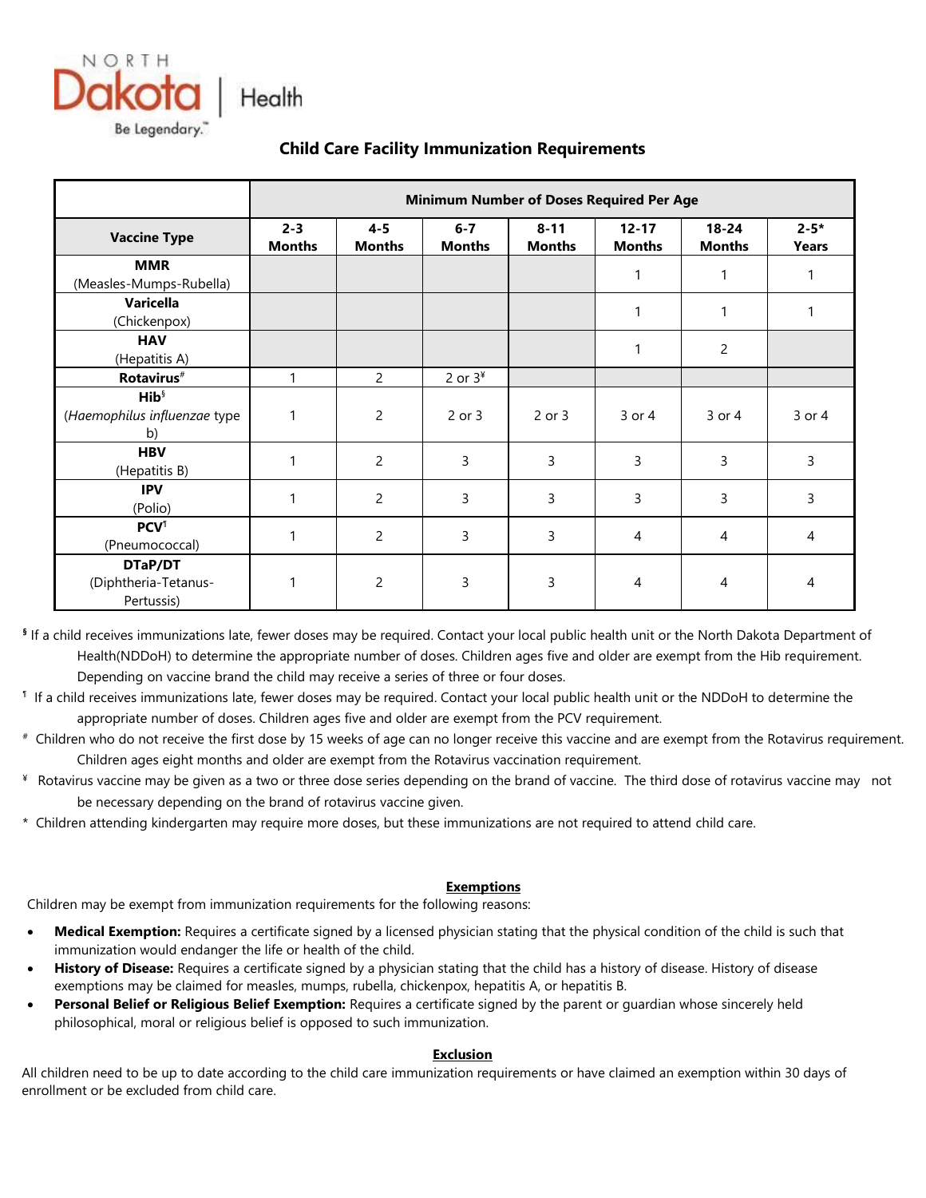NORTH Dakota | Health
Be Legendary.™

## Child Care Facility Immunization Requirements

| Vaccine Type | Minimum Number of Doses Required Per Age | | | | | | |
|---|---|---|---|---|---|---|---|
| | 2-3 Months | 4-5 Months | 6-7 Months | 8-11 Months | 12-17 Months | 18-24 Months | 2-5* Years |
| **MMR** (Measles-Mumps-Rubella) | | | | | 1 | 1 | 1 |
| **Varicella** (Chickenpox) | | | | | 1 | 1 | 1 |
| **HAV** (Hepatitis A) | | | | | 1 | 2 | |
| **Rotavirus**# | 1 | 2 | 2 or 3¥ | | | | |
| **Hib**§ (*Haemophilus influenzae* type b) | 1 | 2 | 2 or 3 | 2 or 3 | 3 or 4 | 3 or 4 | 3 or 4 |
| **HBV** (Hepatitis B) | 1 | 2 | 3 | 3 | 3 | 3 | 3 |
| **IPV** (Polio) | 1 | 2 | 3 | 3 | 3 | 3 | 3 |
| **PCV**¶ (Pneumococcal) | 1 | 2 | 3 | 3 | 4 | 4 | 4 |
| **DTaP/DT** (Diphtheria-Tetanus-Pertussis) | 1 | 2 | 3 | 3 | 4 | 4 | 4 |

§ If a child receives immunizations late, fewer doses may be required. Contact your local public health unit or the North Dakota Department of Health(NDDoH) to determine the appropriate number of doses. Children ages five and older are exempt from the Hib requirement. Depending on vaccine brand the child may receive a series of three or four doses.

¶ If a child receives immunizations late, fewer doses may be required. Contact your local public health unit or the NDDoH to determine the appropriate number of doses. Children ages five and older are exempt from the PCV requirement.

# Children who do not receive the first dose by 15 weeks of age can no longer receive this vaccine and are exempt from the Rotavirus requirement. Children ages eight months and older are exempt from the Rotavirus vaccination requirement.

¥ Rotavirus vaccine may be given as a two or three dose series depending on the brand of vaccine. The third dose of rotavirus vaccine may not be necessary depending on the brand of rotavirus vaccine given.

* Children attending kindergarten may require more doses, but these immunizations are not required to attend child care.

### Exemptions

Children may be exempt from immunization requirements for the following reasons:

- **Medical Exemption:** Requires a certificate signed by a licensed physician stating that the physical condition of the child is such that immunization would endanger the life or health of the child.
- **History of Disease:** Requires a certificate signed by a physician stating that the child has a history of disease. History of disease exemptions may be claimed for measles, mumps, rubella, chickenpox, hepatitis A, or hepatitis B.
- **Personal Belief or Religious Belief Exemption:** Requires a certificate signed by the parent or guardian whose sincerely held philosophical, moral or religious belief is opposed to such immunization.

### Exclusion

All children need to be up to date according to the child care immunization requirements or have claimed an exemption within 30 days of enrollment or be excluded from child care.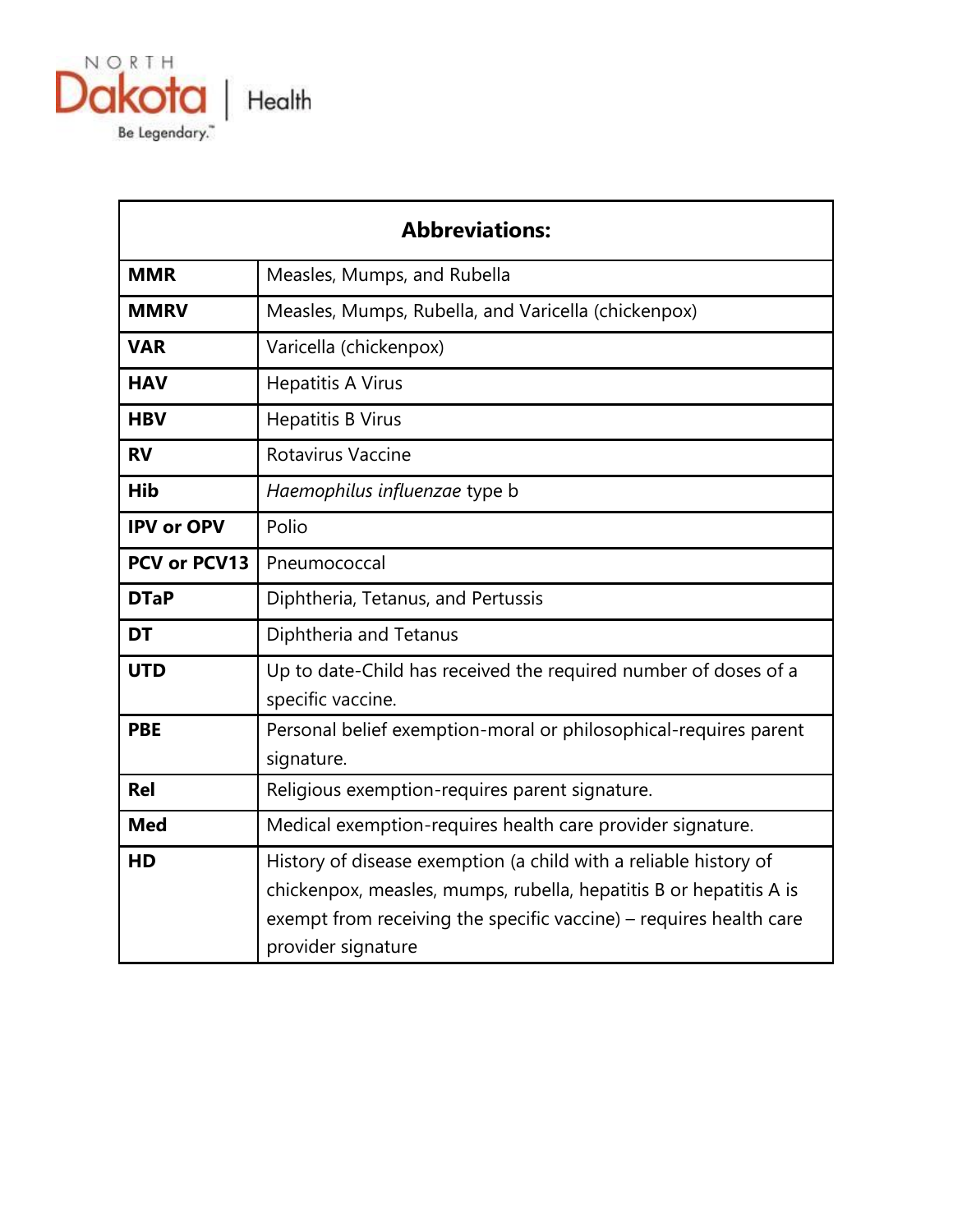| Abbreviations: | |
|---|---|
| **MMR** | Measles, Mumps, and Rubella |
| **MMRV** | Measles, Mumps, Rubella, and Varicella (chickenpox) |
| **VAR** | Varicella (chickenpox) |
| **HAV** | Hepatitis A Virus |
| **HBV** | Hepatitis B Virus |
| **RV** | Rotavirus Vaccine |
| **Hib** | *Haemophilus influenzae* type b |
| **IPV or OPV** | Polio |
| **PCV or PCV13** | Pneumococcal |
| **DTaP** | Diphtheria, Tetanus, and Pertussis |
| **DT** | Diphtheria and Tetanus |
| **UTD** | Up to date-Child has received the required number of doses of a specific vaccine. |
| **PBE** | Personal belief exemption-moral or philosophical-requires parent signature. |
| **Rel** | Religious exemption-requires parent signature. |
| **Med** | Medical exemption-requires health care provider signature. |
| **HD** | History of disease exemption (a child with a reliable history of chickenpox, measles, mumps, rubella, hepatitis B or hepatitis A is exempt from receiving the specific vaccine) – requires health care provider signature |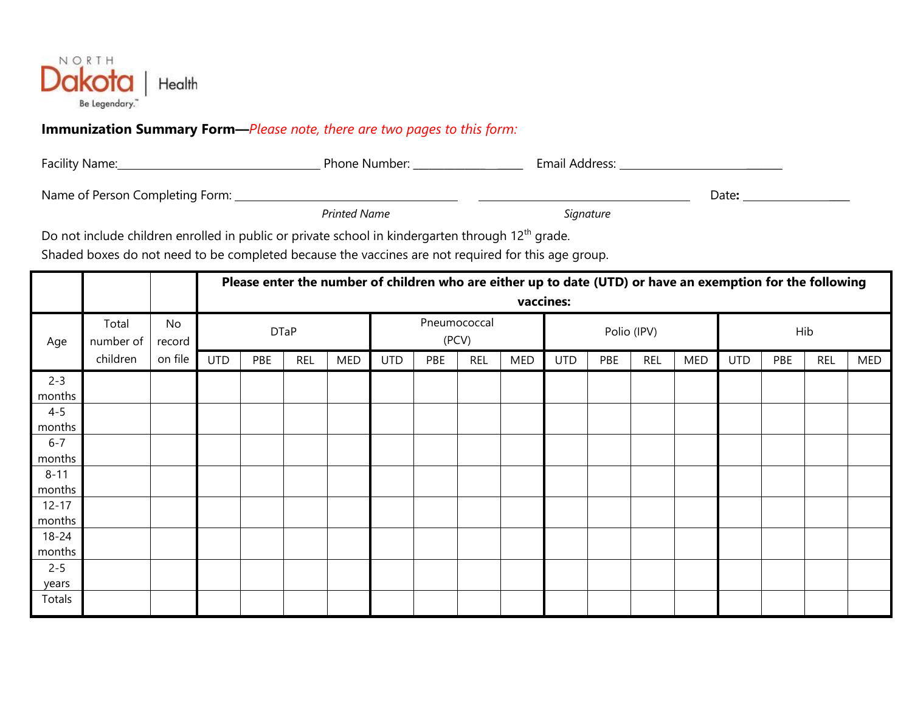NORTH Dakota | Health
Be Legendary.™

**Immunization Summary Form—***Please note, there are two pages to this form:*

Facility Name:_________________________________ Phone Number: ___________________ Email Address: ___________________________

Name of Person Completing Form: ____________________________________ ____________________________________ Date: ___________________

*Printed Name* *Signature*

Do not include children enrolled in public or private school in kindergarten through 12th grade.

Shaded boxes do not need to be completed because the vaccines are not required for this age group.

| | | | **Please enter the number of children who are either up to date (UTD) or have an exemption for the following vaccines:** | | | | | | | | | | | | | | | |
|---|---|---|---|---|---|---|---|---|---|---|---|---|---|---|---|---|---|---|
| Age | Total number of children | No record on file | DTaP | | | | Pneumococcal (PCV) | | | | Polio (IPV) | | | | Hib | | | |
| | | | UTD | PBE | REL | MED | UTD | PBE | REL | MED | UTD | PBE | REL | MED | UTD | PBE | REL | MED |
| 2-3 months | | | | | | | | | | | | | | | | | | |
| 4-5 months | | | | | | | | | | | | | | | | | | |
| 6-7 months | | | | | | | | | | | | | | | | | | |
| 8-11 months | | | | | | | | | | | | | | | | | | |
| 12-17 months | | | | | | | | | | | | | | | | | | |
| 18-24 months | | | | | | | | | | | | | | | | | | |
| 2-5 years | | | | | | | | | | | | | | | | | | |
| Totals | | | | | | | | | | | | | | | | | | |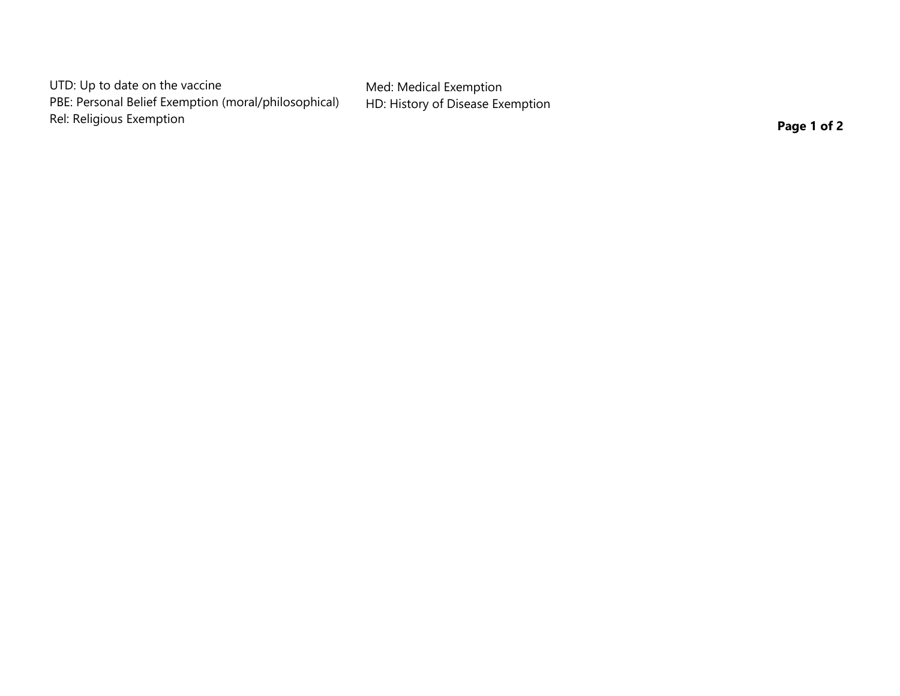UTD: Up to date on the vaccine
PBE: Personal Belief Exemption (moral/philosophical)
Rel: Religious Exemption
Med: Medical Exemption
HD: History of Disease Exemption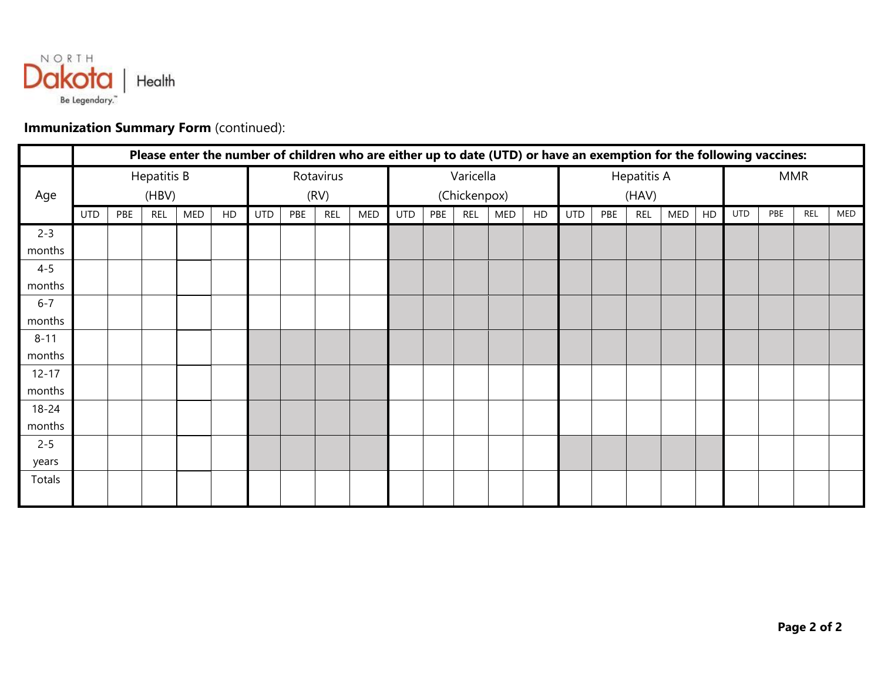**Immunization Summary Form** (continued):

| Age | Please enter the number of children who are either up to date (UTD) or have an exemption for the following vaccines: | | | | | | | | | | | | | | | | | | | | | | |
|---|---|---|---|---|---|---|---|---|---|---|---|---|---|---|---|---|---|---|---|---|---|---|---|
| | Hepatitis B (HBV) | | | | | Rotavirus (RV) | | | | Varicella (Chickenpox) | | | | | Hepatitis A (HAV) | | | | | MMR | | | |
| | UTD | PBE | REL | MED | HD | UTD | PBE | REL | MED | UTD | PBE | REL | MED | HD | UTD | PBE | REL | MED | HD | UTD | PBE | REL | MED |
| 2-3 months | | | | | | | | | | | | | | | | | | | | | | | |
| 4-5 months | | | | | | | | | | | | | | | | | | | | | | | |
| 6-7 months | | | | | | | | | | | | | | | | | | | | | | | |
| 8-11 months | | | | | | | | | | | | | | | | | | | | | | | |
| 12-17 months | | | | | | | | | | | | | | | | | | | | | | | |
| 18-24 months | | | | | | | | | | | | | | | | | | | | | | | |
| 2-5 years | | | | | | | | | | | | | | | | | | | | | | | |
| Totals | | | | | | | | | | | | | | | | | | | | | | | |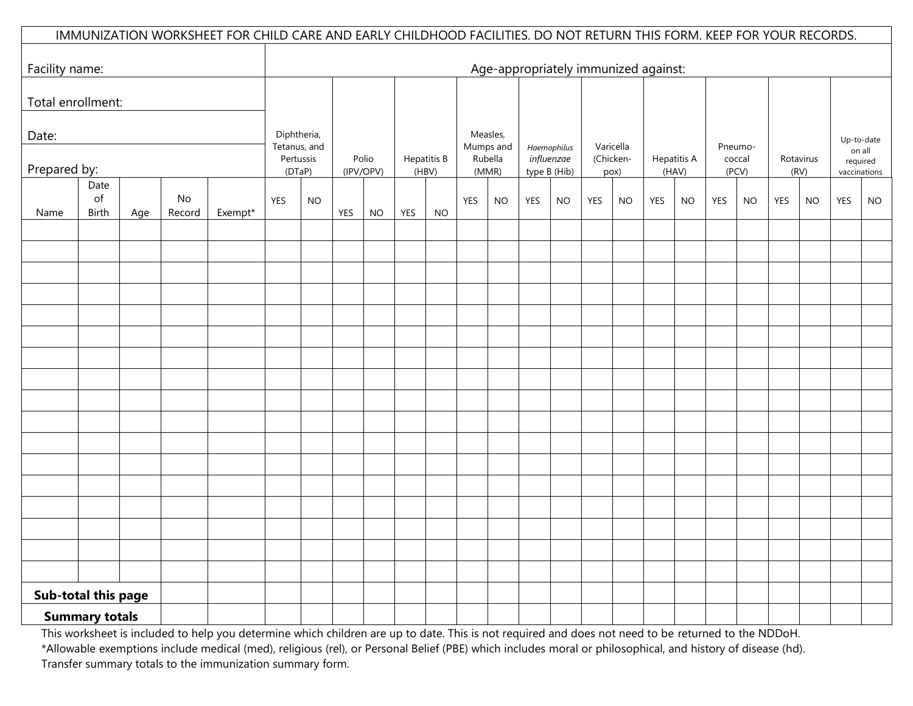IMMUNIZATION WORKSHEET FOR CHILD CARE AND EARLY CHILDHOOD FACILITIES. DO NOT RETURN THIS FORM. KEEP FOR YOUR RECORDS.

Facility name:

Total enrollment:

Date:

Prepared by:

| | | | | | Age-appropriately immunized against: | | | | | | | | | | | | | | | | | | | |
|---|---|---|---|---|---|---|---|---|---|---|---|---|---|---|---|---|---|---|---|---|---|---|---|---|
| | | | | | Diphtheria, Tetanus, and Pertussis (DTaP) | | Polio (IPV/OPV) | | Hepatitis B (HBV) | | Measles, Mumps and Rubella (MMR) | | *Haemophilus influenzae* type B (Hib) | | Varicella (Chicken-pox) | | Hepatitis A (HAV) | | Pneumo-coccal (PCV) | | Rotavirus (RV) | | Up-to-date on all required vaccinations | |
| Name | Date of Birth | Age | No Record | Exempt* | YES | NO | YES | NO | YES | NO | YES | NO | YES | NO | YES | NO | YES | NO | YES | NO | YES | NO | YES | NO |
| | | | | | | | | | | | | | | | | | | | | | | | | |
| | | | | | | | | | | | | | | | | | | | | | | | | |
| | | | | | | | | | | | | | | | | | | | | | | | | |
| | | | | | | | | | | | | | | | | | | | | | | | | |
| | | | | | | | | | | | | | | | | | | | | | | | | |
| | | | | | | | | | | | | | | | | | | | | | | | | |
| | | | | | | | | | | | | | | | | | | | | | | | | |
| | | | | | | | | | | | | | | | | | | | | | | | | |
| | | | | | | | | | | | | | | | | | | | | | | | | |
| | | | | | | | | | | | | | | | | | | | | | | | | |
| | | | | | | | | | | | | | | | | | | | | | | | | |
| | | | | | | | | | | | | | | | | | | | | | | | | |
| | | | | | | | | | | | | | | | | | | | | | | | | |
| | | | | | | | | | | | | | | | | | | | | | | | | |
| | | | | | | | | | | | | | | | | | | | | | | | | |
| | | | | | | | | | | | | | | | | | | | | | | | | |
| | | | | | | | | | | | | | | | | | | | | | | | | |
| **Sub-total this page** | | | | | | | | | | | | | | | | | | | | | | | | |
| **Summary totals** | | | | | | | | | | | | | | | | | | | | | | | | |

This worksheet is included to help you determine which children are up to date. This is not required and does not need to be returned to the NDDoH.

*Allowable exemptions include medical (med), religious (rel), or Personal Belief (PBE) which includes moral or philosophical, and history of disease (hd).

Transfer summary totals to the immunization summary form.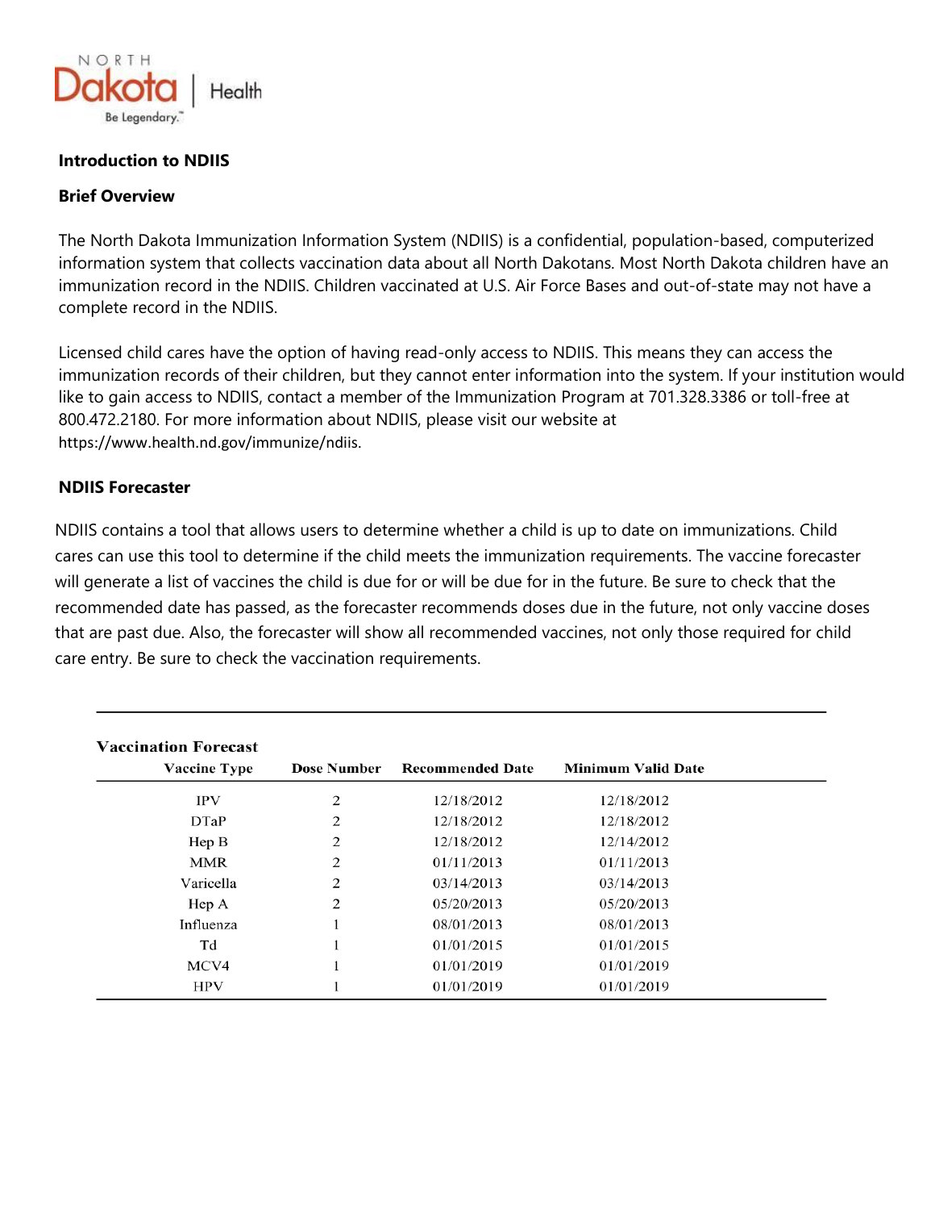**Introduction to NDIIS**

**Brief Overview**

The North Dakota Immunization Information System (NDIIS) is a confidential, population-based, computerized information system that collects vaccination data about all North Dakotans. Most North Dakota children have an immunization record in the NDIIS. Children vaccinated at U.S. Air Force Bases and out-of-state may not have a complete record in the NDIIS.

Licensed child cares have the option of having read-only access to NDIIS. This means they can access the immunization records of their children, but they cannot enter information into the system. If your institution would like to gain access to NDIIS, contact a member of the Immunization Program at 701.328.3386 or toll-free at 800.472.2180. For more information about NDIIS, please visit our website at https://www.health.nd.gov/immunize/ndiis.

**NDIIS Forecaster**

NDIIS contains a tool that allows users to determine whether a child is up to date on immunizations. Child cares can use this tool to determine if the child meets the immunization requirements. The vaccine forecaster will generate a list of vaccines the child is due for or will be due for in the future. Be sure to check that the recommended date has passed, as the forecaster recommends doses due in the future, not only vaccine doses that are past due. Also, the forecaster will show all recommended vaccines, not only those required for child care entry. Be sure to check the vaccination requirements.

**Vaccination Forecast**

| Vaccine Type | Dose Number | Recommended Date | Minimum Valid Date |
|---|---|---|---|
| IPV | 2 | 12/18/2012 | 12/18/2012 |
| DTaP | 2 | 12/18/2012 | 12/18/2012 |
| Hep B | 2 | 12/18/2012 | 12/14/2012 |
| MMR | 2 | 01/11/2013 | 01/11/2013 |
| Varicella | 2 | 03/14/2013 | 03/14/2013 |
| Hep A | 2 | 05/20/2013 | 05/20/2013 |
| Influenza | 1 | 08/01/2013 | 08/01/2013 |
| Td | 1 | 01/01/2015 | 01/01/2015 |
| MCV4 | 1 | 01/01/2019 | 01/01/2019 |
| HPV | 1 | 01/01/2019 | 01/01/2019 |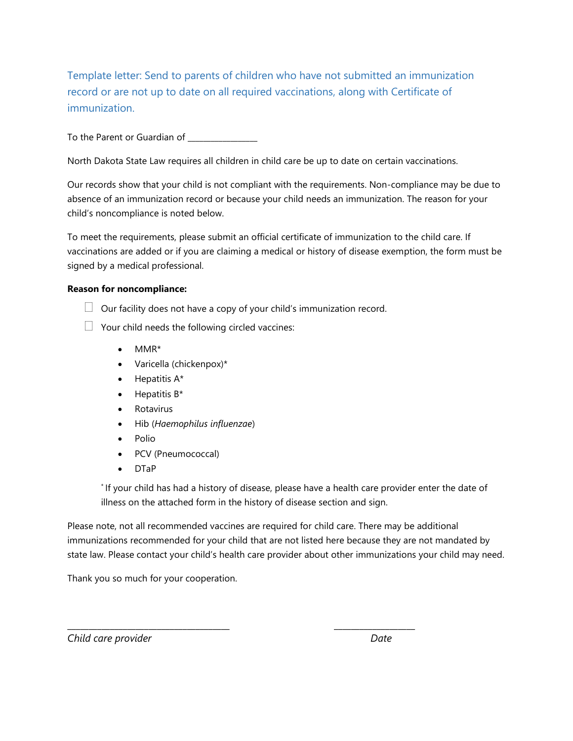## Template letter: Send to parents of children who have not submitted an immunization record or are not up to date on all required vaccinations, along with Certificate of immunization.

To the Parent or Guardian of ________________

North Dakota State Law requires all children in child care be up to date on certain vaccinations.

Our records show that your child is not compliant with the requirements. Non-compliance may be due to absence of an immunization record or because your child needs an immunization. The reason for your child's noncompliance is noted below.

To meet the requirements, please submit an official certificate of immunization to the child care. If vaccinations are added or if you are claiming a medical or history of disease exemption, the form must be signed by a medical professional.

**Reason for noncompliance:**

- ☐ Our facility does not have a copy of your child's immunization record.
- ☐ Your child needs the following circled vaccines:
    - MMR*
    - Varicella (chickenpox)*
    - Hepatitis A*
    - Hepatitis B*
    - Rotavirus
    - Hib (*Haemophilus influenzae*)
    - Polio
    - PCV (Pneumococcal)
    - DTaP

  * If your child has had a history of disease, please have a health care provider enter the date of illness on the attached form in the history of disease section and sign.

Please note, not all recommended vaccines are required for child care. There may be additional immunizations recommended for your child that are not listed here because they are not mandated by state law. Please contact your child's health care provider about other immunizations your child may need.

Thank you so much for your cooperation.

___________________________________ ________________

*Child care provider* *Date*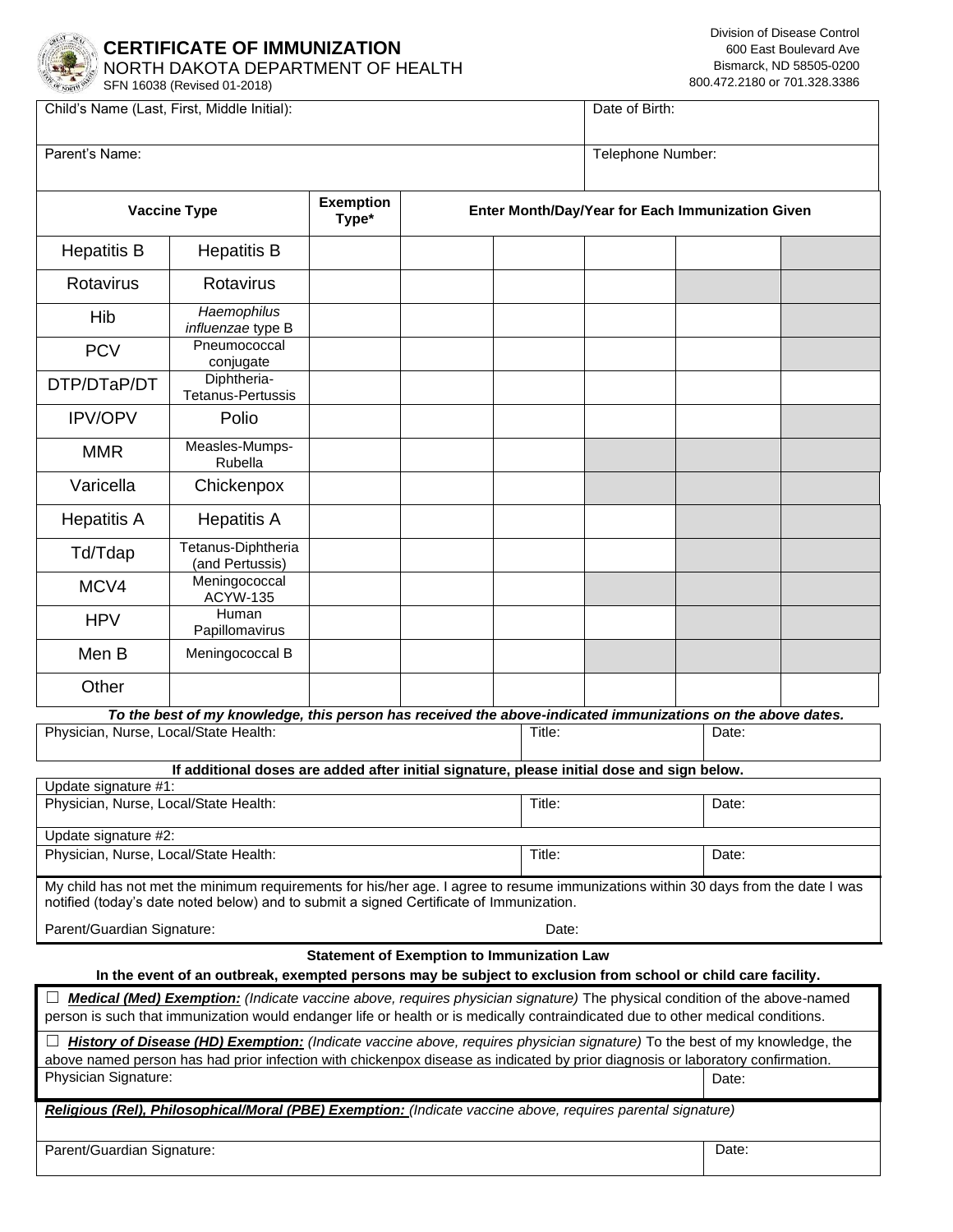# CERTIFICATE OF IMMUNIZATION

NORTH DAKOTA DEPARTMENT OF HEALTH
SFN 16038 (Revised 01-2018)

Division of Disease Control
600 East Boulevard Ave
Bismarck, ND 58505-0200
800.472.2180 or 701.328.3386

| Child's Name (Last, First, Middle Initial): | Date of Birth: |
|---|---|
| Parent's Name: | Telephone Number: |

| Vaccine Type | | Exemption Type* | Enter Month/Day/Year for Each Immunization Given | | | | |
|---|---|---|---|---|---|---|---|
| Hepatitis B | Hepatitis B | | | | | | |
| Rotavirus | Rotavirus | | | | | | |
| Hib | *Haemophilus influenzae* type B | | | | | | |
| PCV | Pneumococcal conjugate | | | | | | |
| DTP/DTaP/DT | Diphtheria-Tetanus-Pertussis | | | | | | |
| IPV/OPV | Polio | | | | | | |
| MMR | Measles-Mumps-Rubella | | | | | | |
| Varicella | Chickenpox | | | | | | |
| Hepatitis A | Hepatitis A | | | | | | |
| Td/Tdap | Tetanus-Diphtheria (and Pertussis) | | | | | | |
| MCV4 | Meningococcal ACYW-135 | | | | | | |
| HPV | Human Papillomavirus | | | | | | |
| Men B | Meningococcal B | | | | | | |
| Other | | | | | | | |

***To the best of my knowledge, this person has received the above-indicated immunizations on the above dates.***

| Physician, Nurse, Local/State Health: | Title: | Date: |
|---|---|---|

**If additional doses are added after initial signature, please initial dose and sign below.**

Update signature #1:

| Physician, Nurse, Local/State Health: | Title: | Date: |
|---|---|---|

Update signature #2:

| Physician, Nurse, Local/State Health: | Title: | Date: |
|---|---|---|

My child has not met the minimum requirements for his/her age. I agree to resume immunizations within 30 days from the date I was notified (today's date noted below) and to submit a signed Certificate of Immunization.

Parent/Guardian Signature: Date:

**Statement of Exemption to Immunization Law**

**In the event of an outbreak, exempted persons may be subject to exclusion from school or child care facility.**

☐ ***Medical (Med) Exemption:*** *(Indicate vaccine above, requires physician signature)* The physical condition of the above-named person is such that immunization would endanger life or health or is medically contraindicated due to other medical conditions.

☐ ***History of Disease (HD) Exemption:*** *(Indicate vaccine above, requires physician signature)* To the best of my knowledge, the above named person has had prior infection with chickenpox disease as indicated by prior diagnosis or laboratory confirmation.

| Physician Signature: | Date: |
|---|---|

***Religious (Rel), Philosophical/Moral (PBE) Exemption:*** *(Indicate vaccine above, requires parental signature)*

| Parent/Guardian Signature: | Date: |
|---|---|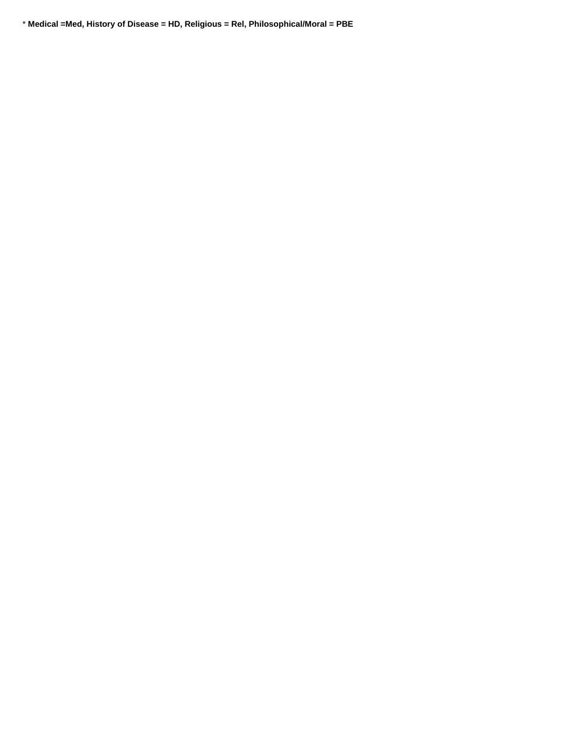* **Medical =Med, History of Disease = HD, Religious = Rel, Philosophical/Moral = PBE**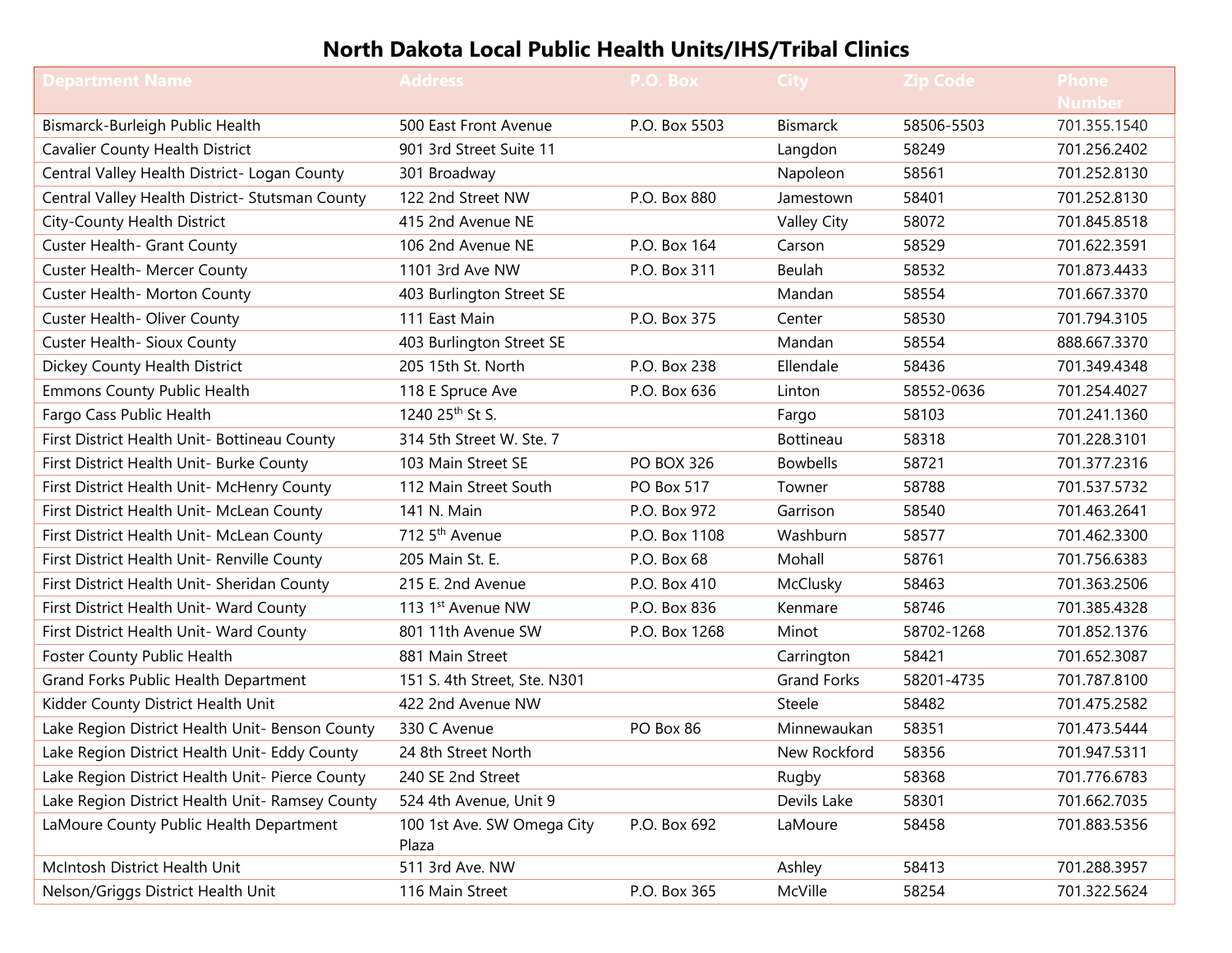# North Dakota Local Public Health Units/IHS/Tribal Clinics

| Department Name | Address | P.O. Box | City | Zip Code | Phone Number |
|---|---|---|---|---|---|
| Bismarck-Burleigh Public Health | 500 East Front Avenue | P.O. Box 5503 | Bismarck | 58506-5503 | 701.355.1540 |
| Cavalier County Health District | 901 3rd Street Suite 11 | | Langdon | 58249 | 701.256.2402 |
| Central Valley Health District- Logan County | 301 Broadway | | Napoleon | 58561 | 701.252.8130 |
| Central Valley Health District- Stutsman County | 122 2nd Street NW | P.O. Box 880 | Jamestown | 58401 | 701.252.8130 |
| City-County Health District | 415 2nd Avenue NE | | Valley City | 58072 | 701.845.8518 |
| Custer Health- Grant County | 106 2nd Avenue NE | P.O. Box 164 | Carson | 58529 | 701.622.3591 |
| Custer Health- Mercer County | 1101 3rd Ave NW | P.O. Box 311 | Beulah | 58532 | 701.873.4433 |
| Custer Health- Morton County | 403 Burlington Street SE | | Mandan | 58554 | 701.667.3370 |
| Custer Health- Oliver County | 111 East Main | P.O. Box 375 | Center | 58530 | 701.794.3105 |
| Custer Health- Sioux County | 403 Burlington Street SE | | Mandan | 58554 | 888.667.3370 |
| Dickey County Health District | 205 15th St. North | P.O. Box 238 | Ellendale | 58436 | 701.349.4348 |
| Emmons County Public Health | 118 E Spruce Ave | P.O. Box 636 | Linton | 58552-0636 | 701.254.4027 |
| Fargo Cass Public Health | 1240 25th St S. | | Fargo | 58103 | 701.241.1360 |
| First District Health Unit- Bottineau County | 314 5th Street W. Ste. 7 | | Bottineau | 58318 | 701.228.3101 |
| First District Health Unit- Burke County | 103 Main Street SE | PO BOX 326 | Bowbells | 58721 | 701.377.2316 |
| First District Health Unit- McHenry County | 112 Main Street South | PO Box 517 | Towner | 58788 | 701.537.5732 |
| First District Health Unit- McLean County | 141 N. Main | P.O. Box 972 | Garrison | 58540 | 701.463.2641 |
| First District Health Unit- McLean County | 712 5th Avenue | P.O. Box 1108 | Washburn | 58577 | 701.462.3300 |
| First District Health Unit- Renville County | 205 Main St. E. | P.O. Box 68 | Mohall | 58761 | 701.756.6383 |
| First District Health Unit- Sheridan County | 215 E. 2nd Avenue | P.O. Box 410 | McClusky | 58463 | 701.363.2506 |
| First District Health Unit- Ward County | 113 1st Avenue NW | P.O. Box 836 | Kenmare | 58746 | 701.385.4328 |
| First District Health Unit- Ward County | 801 11th Avenue SW | P.O. Box 1268 | Minot | 58702-1268 | 701.852.1376 |
| Foster County Public Health | 881 Main Street | | Carrington | 58421 | 701.652.3087 |
| Grand Forks Public Health Department | 151 S. 4th Street, Ste. N301 | | Grand Forks | 58201-4735 | 701.787.8100 |
| Kidder County District Health Unit | 422 2nd Avenue NW | | Steele | 58482 | 701.475.2582 |
| Lake Region District Health Unit- Benson County | 330 C Avenue | PO Box 86 | Minnewaukan | 58351 | 701.473.5444 |
| Lake Region District Health Unit- Eddy County | 24 8th Street North | | New Rockford | 58356 | 701.947.5311 |
| Lake Region District Health Unit- Pierce County | 240 SE 2nd Street | | Rugby | 58368 | 701.776.6783 |
| Lake Region District Health Unit- Ramsey County | 524 4th Avenue, Unit 9 | | Devils Lake | 58301 | 701.662.7035 |
| LaMoure County Public Health Department | 100 1st Ave. SW Omega City Plaza | P.O. Box 692 | LaMoure | 58458 | 701.883.5356 |
| McIntosh District Health Unit | 511 3rd Ave. NW | | Ashley | 58413 | 701.288.3957 |
| Nelson/Griggs District Health Unit | 116 Main Street | P.O. Box 365 | McVille | 58254 | 701.322.5624 |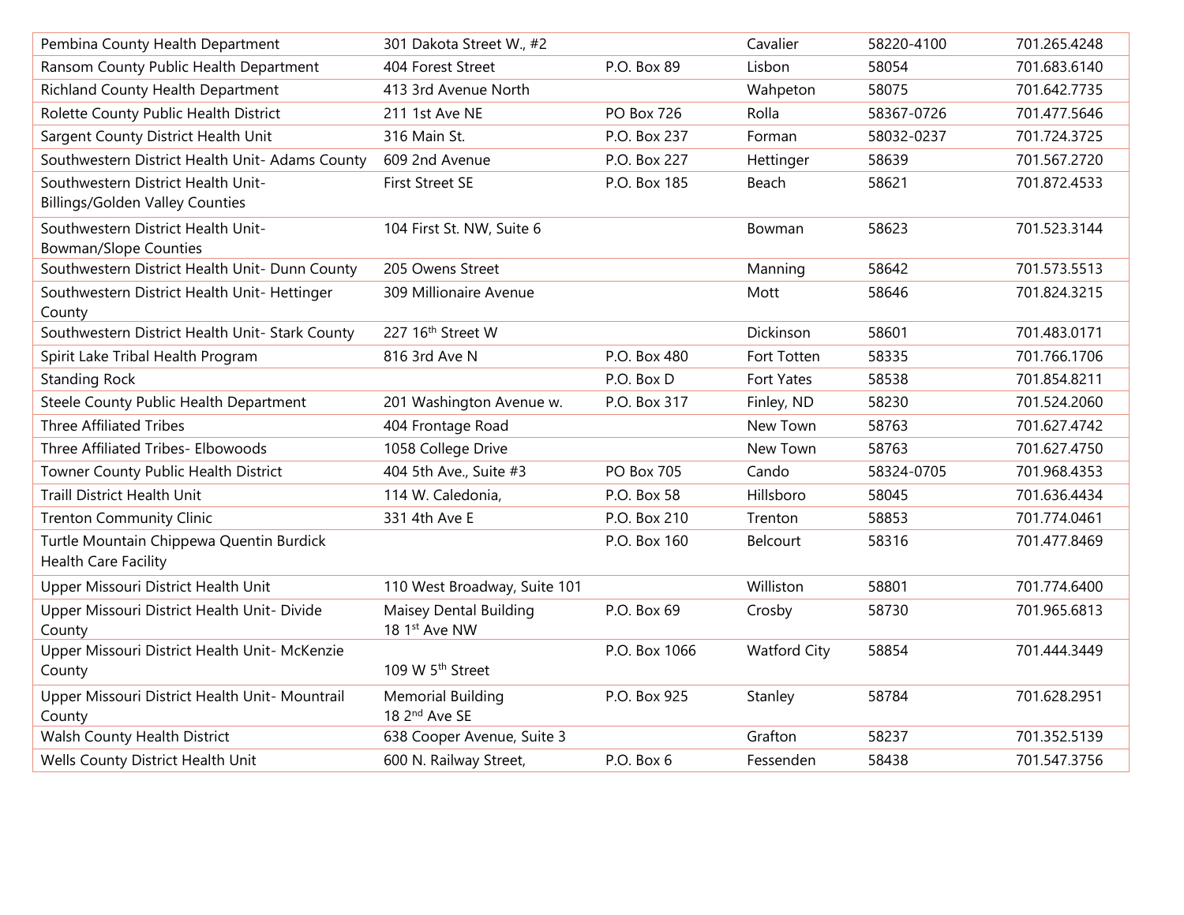| | | | | | |
|---|---|---|---|---|---|
| Pembina County Health Department | 301 Dakota Street W., #2 | | Cavalier | 58220-4100 | 701.265.4248 |
| Ransom County Public Health Department | 404 Forest Street | P.O. Box 89 | Lisbon | 58054 | 701.683.6140 |
| Richland County Health Department | 413 3rd Avenue North | | Wahpeton | 58075 | 701.642.7735 |
| Rolette County Public Health District | 211 1st Ave NE | PO Box 726 | Rolla | 58367-0726 | 701.477.5646 |
| Sargent County District Health Unit | 316 Main St. | P.O. Box 237 | Forman | 58032-0237 | 701.724.3725 |
| Southwestern District Health Unit- Adams County | 609 2nd Avenue | P.O. Box 227 | Hettinger | 58639 | 701.567.2720 |
| Southwestern District Health Unit- Billings/Golden Valley Counties | First Street SE | P.O. Box 185 | Beach | 58621 | 701.872.4533 |
| Southwestern District Health Unit- Bowman/Slope Counties | 104 First St. NW, Suite 6 | | Bowman | 58623 | 701.523.3144 |
| Southwestern District Health Unit- Dunn County | 205 Owens Street | | Manning | 58642 | 701.573.5513 |
| Southwestern District Health Unit- Hettinger County | 309 Millionaire Avenue | | Mott | 58646 | 701.824.3215 |
| Southwestern District Health Unit- Stark County | 227 16th Street W | | Dickinson | 58601 | 701.483.0171 |
| Spirit Lake Tribal Health Program | 816 3rd Ave N | P.O. Box 480 | Fort Totten | 58335 | 701.766.1706 |
| Standing Rock | | P.O. Box D | Fort Yates | 58538 | 701.854.8211 |
| Steele County Public Health Department | 201 Washington Avenue w. | P.O. Box 317 | Finley, ND | 58230 | 701.524.2060 |
| Three Affiliated Tribes | 404 Frontage Road | | New Town | 58763 | 701.627.4742 |
| Three Affiliated Tribes- Elbowoods | 1058 College Drive | | New Town | 58763 | 701.627.4750 |
| Towner County Public Health District | 404 5th Ave., Suite #3 | PO Box 705 | Cando | 58324-0705 | 701.968.4353 |
| Traill District Health Unit | 114 W. Caledonia, | P.O. Box 58 | Hillsboro | 58045 | 701.636.4434 |
| Trenton Community Clinic | 331 4th Ave E | P.O. Box 210 | Trenton | 58853 | 701.774.0461 |
| Turtle Mountain Chippewa Quentin Burdick Health Care Facility | | P.O. Box 160 | Belcourt | 58316 | 701.477.8469 |
| Upper Missouri District Health Unit | 110 West Broadway, Suite 101 | | Williston | 58801 | 701.774.6400 |
| Upper Missouri District Health Unit- Divide County | Maisey Dental Building 18 1st Ave NW | P.O. Box 69 | Crosby | 58730 | 701.965.6813 |
| Upper Missouri District Health Unit- McKenzie County | 109 W 5th Street | P.O. Box 1066 | Watford City | 58854 | 701.444.3449 |
| Upper Missouri District Health Unit- Mountrail County | Memorial Building 18 2nd Ave SE | P.O. Box 925 | Stanley | 58784 | 701.628.2951 |
| Walsh County Health District | 638 Cooper Avenue, Suite 3 | | Grafton | 58237 | 701.352.5139 |
| Wells County District Health Unit | 600 N. Railway Street, | P.O. Box 6 | Fessenden | 58438 | 701.547.3756 |